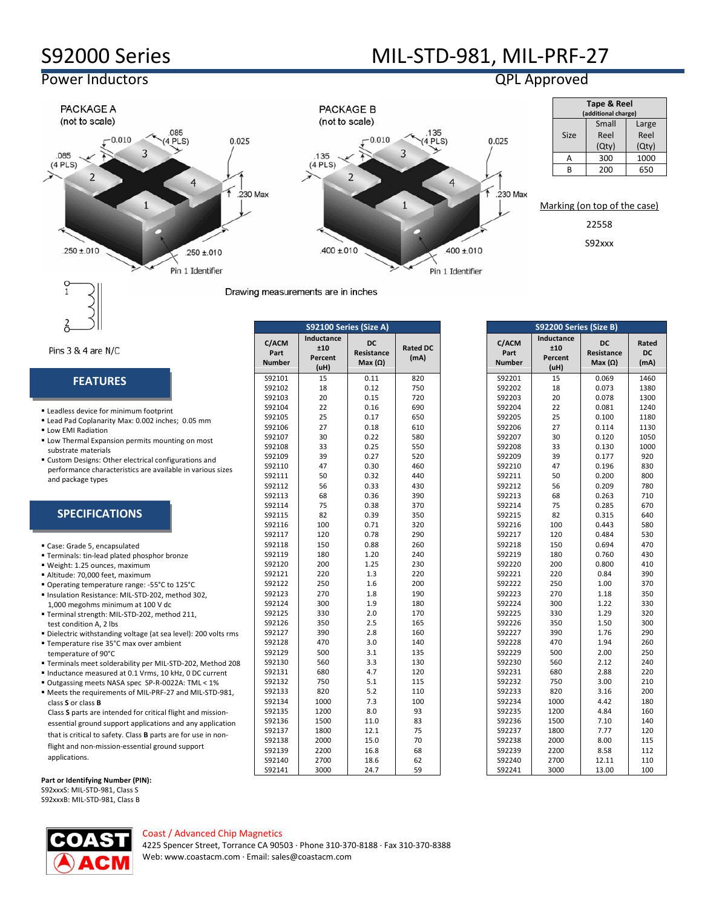# S92000 Series

## Power Inductors

# MIL-STD-981, MIL-PRF-27

## QPL Approved

PACKAGE A
(not to scale)

0.010 · .085 (4 PLS) · .085 (4 PLS) · 0.025 · .230 Max · .250 ±.010 · .250 ±.010 · Pin 1 Identifier

PACKAGE B
(not to scale)

0.010 · .135 (4 PLS) · .135 (4 PLS) · 0.025 · .230 Max · .400 ±.010 · .400 ±.010 · Pin 1 Identifier

Drawing measurements are in inches

| Tape & Reel (additional charge) | | |
|---|---|---|
| Size | Small Reel (Qty) | Large Reel (Qty) |
| A | 300 | 1000 |
| B | 200 | 650 |

Marking (on top of the case)

22558

S92xxx

Pins 3 & 4 are N/C

## FEATURES

- Leadless device for minimum footprint
- Lead Pad Coplanarity Max: 0.002 inches; 0.05 mm
- Low EMI Radiation
- Low Thermal Expansion permits mounting on most substrate materials
- Custom Designs: Other electrical configurations and performance characteristics are available in various sizes and package types

## SPECIFICATIONS

- Case: Grade 5, encapsulated
- Terminals: tin-lead plated phosphor bronze
- Weight: 1.25 ounces, maximum
- Altitude: 70,000 feet, maximum
- Operating temperature range: -55°C to 125°C
- Insulation Resistance: MIL-STD-202, method 302, 1,000 megohms minimum at 100 V dc
- Terminal strength: MIL-STD-202, method 211, test condition A, 2 lbs
- Dielectric withstanding voltage (at sea level): 200 volts rms
- Temperature rise 35°C max over ambient temperature of 90°C
- Terminals meet solderability per MIL-STD-202, Method 208
- Inductance measured at 0.1 Vrms, 10 kHz, 0 DC current
- Outgassing meets NASA spec SP-R-0022A: TML < 1%
- Meets the requirements of MIL-PRF-27 and MIL-STD-981, class **S** or class **B**
  Class **S** parts are intended for critical flight and mission-essential ground support applications and any application that is critical to safety. Class **B** parts are for use in non-flight and non-mission-essential ground support applications.

**Part or Identifying Number (PIN):**
S92xxxS: MIL-STD-981, Class S
S92xxxB: MIL-STD-981, Class B

| S92100 Series (Size A) | | | |
|---|---|---|---|
| C/ACM Part Number | Inductance ±10 Percent (uH) | DC Resistance Max (Ω) | Rated DC (mA) |
| S92101 | 15 | 0.11 | 820 |
| S92102 | 18 | 0.12 | 750 |
| S92103 | 20 | 0.15 | 720 |
| S92104 | 22 | 0.16 | 690 |
| S92105 | 25 | 0.17 | 650 |
| S92106 | 27 | 0.18 | 610 |
| S92107 | 30 | 0.22 | 580 |
| S92108 | 33 | 0.25 | 550 |
| S92109 | 39 | 0.27 | 520 |
| S92110 | 47 | 0.30 | 460 |
| S92111 | 50 | 0.32 | 440 |
| S92112 | 56 | 0.33 | 430 |
| S92113 | 68 | 0.36 | 390 |
| S92114 | 75 | 0.38 | 370 |
| S92115 | 82 | 0.39 | 350 |
| S92116 | 100 | 0.71 | 320 |
| S92117 | 120 | 0.78 | 290 |
| S92118 | 150 | 0.88 | 260 |
| S92119 | 180 | 1.20 | 240 |
| S92120 | 200 | 1.25 | 230 |
| S92121 | 220 | 1.3 | 220 |
| S92122 | 250 | 1.6 | 200 |
| S92123 | 270 | 1.8 | 190 |
| S92124 | 300 | 1.9 | 180 |
| S92125 | 330 | 2.0 | 170 |
| S92126 | 350 | 2.5 | 165 |
| S92127 | 390 | 2.8 | 160 |
| S92128 | 470 | 3.0 | 140 |
| S92129 | 500 | 3.1 | 135 |
| S92130 | 560 | 3.3 | 130 |
| S92131 | 680 | 4.7 | 120 |
| S92132 | 750 | 5.1 | 115 |
| S92133 | 820 | 5.2 | 110 |
| S92134 | 1000 | 7.3 | 100 |
| S92135 | 1200 | 8.0 | 93 |
| S92136 | 1500 | 11.0 | 83 |
| S92137 | 1800 | 12.1 | 75 |
| S92138 | 2000 | 15.0 | 70 |
| S92139 | 2200 | 16.8 | 68 |
| S92140 | 2700 | 18.6 | 62 |
| S92141 | 3000 | 24.7 | 59 |

| S92200 Series (Size B) | | | |
|---|---|---|---|
| C/ACM Part Number | Inductance ±10 Percent (uH) | DC Resistance Max (Ω) | Rated DC (mA) |
| S92201 | 15 | 0.069 | 1460 |
| S92202 | 18 | 0.073 | 1380 |
| S92203 | 20 | 0.078 | 1300 |
| S92204 | 22 | 0.081 | 1240 |
| S92205 | 25 | 0.100 | 1180 |
| S92206 | 27 | 0.114 | 1130 |
| S92207 | 30 | 0.120 | 1050 |
| S92208 | 33 | 0.130 | 1000 |
| S92209 | 39 | 0.177 | 920 |
| S92210 | 47 | 0.196 | 830 |
| S92211 | 50 | 0.200 | 800 |
| S92212 | 56 | 0.209 | 780 |
| S92213 | 68 | 0.263 | 710 |
| S92214 | 75 | 0.285 | 670 |
| S92215 | 82 | 0.315 | 640 |
| S92216 | 100 | 0.443 | 580 |
| S92217 | 120 | 0.484 | 530 |
| S92218 | 150 | 0.694 | 470 |
| S92219 | 180 | 0.760 | 430 |
| S92220 | 200 | 0.800 | 410 |
| S92221 | 220 | 0.84 | 390 |
| S92222 | 250 | 1.00 | 370 |
| S92223 | 270 | 1.18 | 350 |
| S92224 | 300 | 1.22 | 330 |
| S92225 | 330 | 1.29 | 320 |
| S92226 | 350 | 1.50 | 300 |
| S92227 | 390 | 1.76 | 290 |
| S92228 | 470 | 1.94 | 260 |
| S92229 | 500 | 2.00 | 250 |
| S92230 | 560 | 2.12 | 240 |
| S92231 | 680 | 2.88 | 220 |
| S92232 | 750 | 3.00 | 210 |
| S92233 | 820 | 3.16 | 200 |
| S92234 | 1000 | 4.42 | 180 |
| S92235 | 1200 | 4.84 | 160 |
| S92236 | 1500 | 7.10 | 140 |
| S92237 | 1800 | 7.77 | 120 |
| S92238 | 2000 | 8.00 | 115 |
| S92239 | 2200 | 8.58 | 112 |
| S92240 | 2700 | 12.11 | 110 |
| S92241 | 3000 | 13.00 | 100 |

COAST ACM

Coast / Advanced Chip Magnetics
4225 Spencer Street, Torrance CA 90503 · Phone 310-370-8188 · Fax 310-370-8388
Web: www.coastacm.com · Email: sales@coastacm.com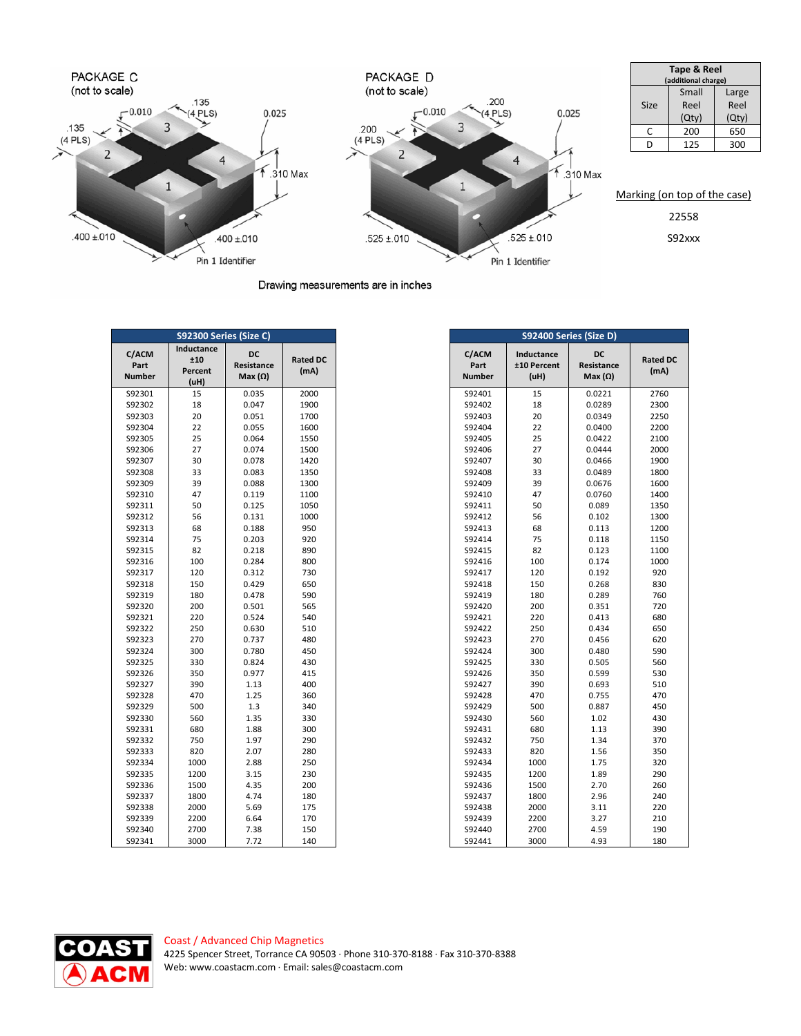PACKAGE C
(not to scale)

.135
(4 PLS)

0.010
.135
(4 PLS)
0.025
.310 Max
.400 ±.010
.400 ±.010
Pin 1 Identifier

PACKAGE D
(not to scale)

.200
(4 PLS)
0.010
.200
(4 PLS)
0.025
.310 Max
.525 ±.010
.525 ±.010
Pin 1 Identifier

Drawing measurements are in inches

| Size | Tape & Reel (additional charge) Small Reel (Qty) | Large Reel (Qty) |
|---|---|---|
| C | 200 | 650 |
| D | 125 | 300 |

Marking (on top of the case)

22558

S92xxx

**S92300 Series (Size C)**

| C/ACM Part Number | Inductance ±10 Percent (uH) | DC Resistance Max (Ω) | Rated DC (mA) |
|---|---|---|---|
| S92301 | 15 | 0.035 | 2000 |
| S92302 | 18 | 0.047 | 1900 |
| S92303 | 20 | 0.051 | 1700 |
| S92304 | 22 | 0.055 | 1600 |
| S92305 | 25 | 0.064 | 1550 |
| S92306 | 27 | 0.074 | 1500 |
| S92307 | 30 | 0.078 | 1420 |
| S92308 | 33 | 0.083 | 1350 |
| S92309 | 39 | 0.088 | 1300 |
| S92310 | 47 | 0.119 | 1100 |
| S92311 | 50 | 0.125 | 1050 |
| S92312 | 56 | 0.131 | 1000 |
| S92313 | 68 | 0.188 | 950 |
| S92314 | 75 | 0.203 | 920 |
| S92315 | 82 | 0.218 | 890 |
| S92316 | 100 | 0.284 | 800 |
| S92317 | 120 | 0.312 | 730 |
| S92318 | 150 | 0.429 | 650 |
| S92319 | 180 | 0.478 | 590 |
| S92320 | 200 | 0.501 | 565 |
| S92321 | 220 | 0.524 | 540 |
| S92322 | 250 | 0.630 | 510 |
| S92323 | 270 | 0.737 | 480 |
| S92324 | 300 | 0.780 | 450 |
| S92325 | 330 | 0.824 | 430 |
| S92326 | 350 | 0.977 | 415 |
| S92327 | 390 | 1.13 | 400 |
| S92328 | 470 | 1.25 | 360 |
| S92329 | 500 | 1.3 | 340 |
| S92330 | 560 | 1.35 | 330 |
| S92331 | 680 | 1.88 | 300 |
| S92332 | 750 | 1.97 | 290 |
| S92333 | 820 | 2.07 | 280 |
| S92334 | 1000 | 2.88 | 250 |
| S92335 | 1200 | 3.15 | 230 |
| S92336 | 1500 | 4.35 | 200 |
| S92337 | 1800 | 4.74 | 180 |
| S92338 | 2000 | 5.69 | 175 |
| S92339 | 2200 | 6.64 | 170 |
| S92340 | 2700 | 7.38 | 150 |
| S92341 | 3000 | 7.72 | 140 |

**S92400 Series (Size D)**

| C/ACM Part Number | Inductance ±10 Percent (uH) | DC Resistance Max (Ω) | Rated DC (mA) |
|---|---|---|---|
| S92401 | 15 | 0.0221 | 2760 |
| S92402 | 18 | 0.0289 | 2300 |
| S92403 | 20 | 0.0349 | 2250 |
| S92404 | 22 | 0.0400 | 2200 |
| S92405 | 25 | 0.0422 | 2100 |
| S92406 | 27 | 0.0444 | 2000 |
| S92407 | 30 | 0.0466 | 1900 |
| S92408 | 33 | 0.0489 | 1800 |
| S92409 | 39 | 0.0676 | 1600 |
| S92410 | 47 | 0.0760 | 1400 |
| S92411 | 50 | 0.089 | 1350 |
| S92412 | 56 | 0.102 | 1300 |
| S92413 | 68 | 0.113 | 1200 |
| S92414 | 75 | 0.118 | 1150 |
| S92415 | 82 | 0.123 | 1100 |
| S92416 | 100 | 0.174 | 1000 |
| S92417 | 120 | 0.192 | 920 |
| S92418 | 150 | 0.268 | 830 |
| S92419 | 180 | 0.289 | 760 |
| S92420 | 200 | 0.351 | 720 |
| S92421 | 220 | 0.413 | 680 |
| S92422 | 250 | 0.434 | 650 |
| S92423 | 270 | 0.456 | 620 |
| S92424 | 300 | 0.480 | 590 |
| S92425 | 330 | 0.505 | 560 |
| S92426 | 350 | 0.599 | 530 |
| S92427 | 390 | 0.693 | 510 |
| S92428 | 470 | 0.755 | 470 |
| S92429 | 500 | 0.887 | 450 |
| S92430 | 560 | 1.02 | 430 |
| S92431 | 680 | 1.13 | 390 |
| S92432 | 750 | 1.34 | 370 |
| S92433 | 820 | 1.56 | 350 |
| S92434 | 1000 | 1.75 | 320 |
| S92435 | 1200 | 1.89 | 290 |
| S92436 | 1500 | 2.70 | 260 |
| S92437 | 1800 | 2.96 | 240 |
| S92438 | 2000 | 3.11 | 220 |
| S92439 | 2200 | 3.27 | 210 |
| S92440 | 2700 | 4.59 | 190 |
| S92441 | 3000 | 4.93 | 180 |

COAST ACM

Coast / Advanced Chip Magnetics
4225 Spencer Street, Torrance CA 90503 · Phone 310-370-8188 · Fax 310-370-8388
Web: www.coastacm.com · Email: sales@coastacm.com